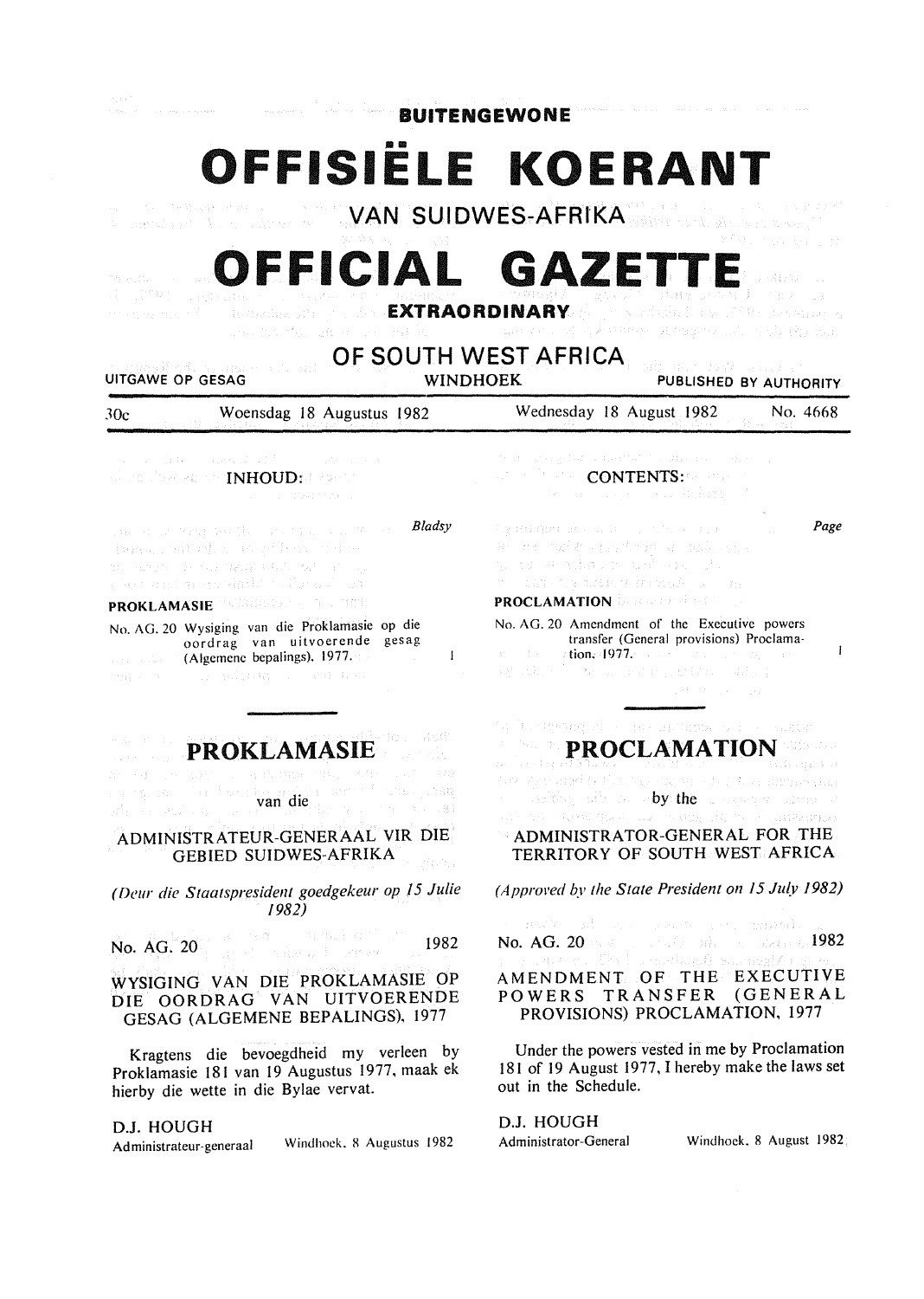**BUITENGEWONE**

# OFFISIËLE KOERANT

VAN SUIDWES-AFRIKA

# OFFICIAL GAZETTE

**EXTRAORDINARY**

OF SOUTH WEST AFRICA

UITGAWE OP GESAG | WINDHOEK | PUBLISHED BY AUTHORITY

30c | Woensdag 18 Augustus 1982 | Wednesday 18 August 1982 | No. 4668

INHOUD:

*Bladsy*

**PROKLAMASIE**

No. AG. 20 Wysiging van die Proklamasie op die oordrag van uitvoerende gesag (Algemene bepalings), 1977. 1

## PROKLAMASIE

van die

ADMINISTRATEUR-GENERAAL VIR DIE GEBIED SUIDWES-AFRIKA

*(Deur die Staatspresident goedgekeur op 15 Julie 1982)*

No. AG. 20 1982

WYSIGING VAN DIE PROKLAMASIE OP DIE OORDRAG VAN UITVOERENDE GESAG (ALGEMENE BEPALINGS), 1977

Kragtens die bevoegdheid my verleen by Proklamasie 181 van 19 Augustus 1977, maak ek hierby die wette in die Bylae vervat.

D.J. HOUGH
Administrateur-generaal Windhoek, 8 Augustus 1982

CONTENTS:

*Page*

**PROCLAMATION**

No. AG. 20 Amendment of the Executive powers transfer (General provisions) Proclamation, 1977. 1

## PROCLAMATION

by the

ADMINISTRATOR-GENERAL FOR THE TERRITORY OF SOUTH WEST AFRICA

*(Approved by the State President on 15 July 1982)*

No. AG. 20 1982

AMENDMENT OF THE EXECUTIVE POWERS TRANSFER (GENERAL PROVISIONS) PROCLAMATION, 1977

Under the powers vested in me by Proclamation 181 of 19 August 1977, I hereby make the laws set out in the Schedule.

D.J. HOUGH
Administrator-General Windhoek, 8 August 1982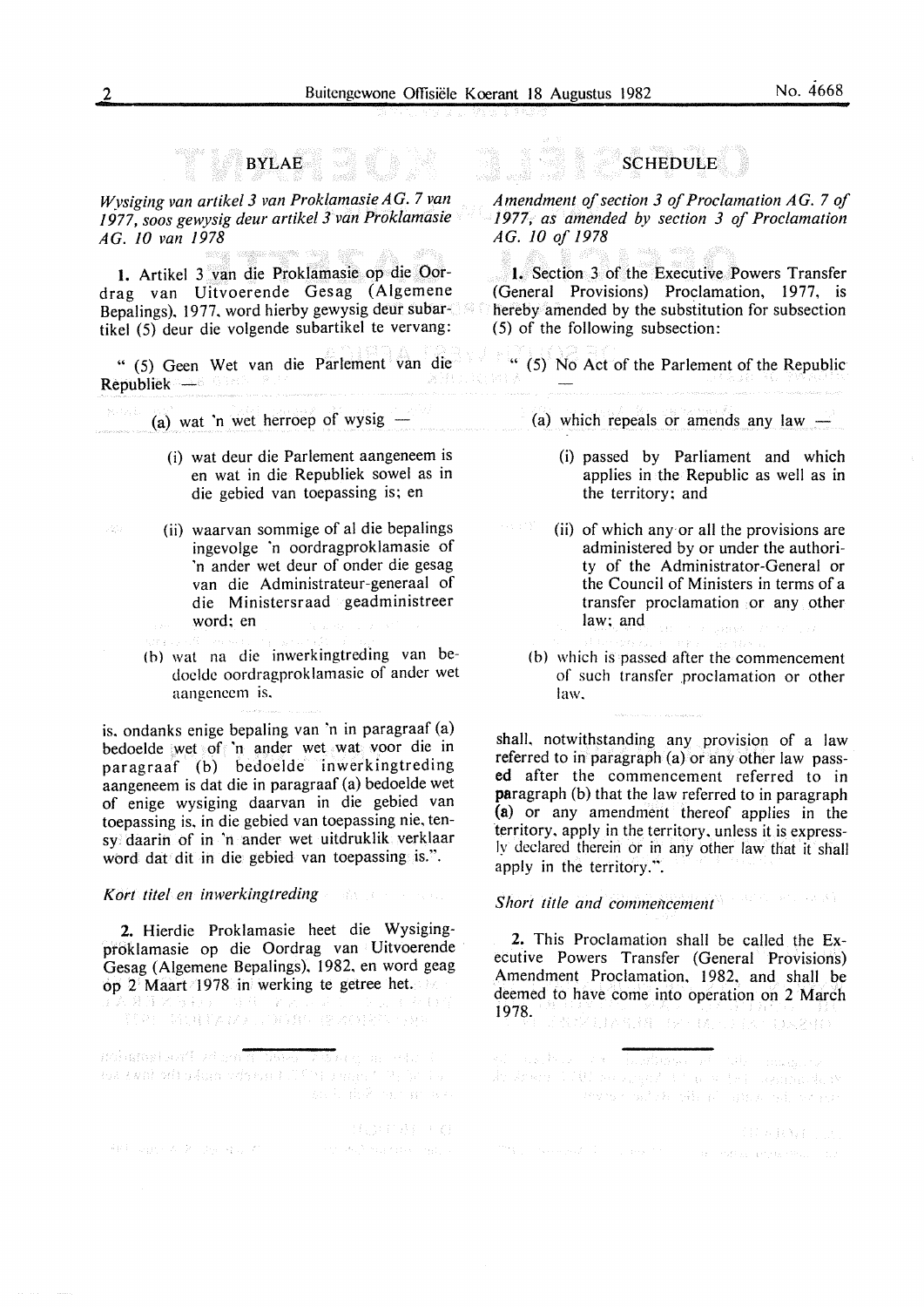## BYLAE

*Wysiging van artikel 3 van Proklamasie AG. 7 van 1977, soos gewysig deur artikel 3 van Proklamasie AG. 10 van 1978*

**1.** Artikel 3 van die Proklamasie op die Oordrag van Uitvoerende Gesag (Algemene Bepalings), 1977, word hierby gewysig deur subartikel (5) deur die volgende subartikel te vervang:

" (5) Geen Wet van die Parlement van die Republiek —

(a) wat 'n wet herroep of wysig —

(i) wat deur die Parlement aangeneem is en wat in die Republiek sowel as in die gebied van toepassing is; en

(ii) waarvan sommige of al die bepalings ingevolge 'n oordragproklamasie of 'n ander wet deur of onder die gesag van die Administrateur-generaal of die Ministersraad geadministreer word; en

(b) wat na die inwerkingtreding van bedoelde oordragproklamasie of ander wet aangeneem is,

is, ondanks enige bepaling van 'n in paragraaf (a) bedoelde wet of 'n ander wet wat voor die in paragraaf (b) bedoelde inwerkingtreding aangeneem is dat die in paragraaf (a) bedoelde wet of enige wysiging daarvan in die gebied van toepassing is, in die gebied van toepassing nie, tensy daarin of in 'n ander wet uitdruklik verklaar word dat dit in die gebied van toepassing is.".

*Kort titel en inwerkingtreding*

**2.** Hierdie Proklamasie heet die Wysigingproklamasie op die Oordrag van Uitvoerende Gesag (Algemene Bepalings), 1982, en word geag op 2 Maart 1978 in werking te getree het.

## SCHEDULE

*Amendment of section 3 of Proclamation AG. 7 of 1977, as amended by section 3 of Proclamation AG. 10 of 1978*

**1.** Section 3 of the Executive Powers Transfer (General Provisions) Proclamation, 1977, is hereby amended by the substitution for subsection (5) of the following subsection:

" (5) No Act of the Parlement of the Republic —

(a) which repeals or amends any law —

(i) passed by Parliament and which applies in the Republic as well as in the territory; and

(ii) of which any or all the provisions are administered by or under the authority of the Administrator-General or the Council of Ministers in terms of a transfer proclamation or any other law; and

(b) which is passed after the commencement of such transfer proclamation or other law,

shall, notwithstanding any provision of a law referred to in paragraph (a) or any other law passed after the commencement referred to in paragraph (b) that the law referred to in paragraph (a) or any amendment thereof applies in the territory, apply in the territory, unless it is expressly declared therein or in any other law that it shall apply in the territory.".

*Short title and commencement*

**2.** This Proclamation shall be called the Executive Powers Transfer (General Provisions) Amendment Proclamation, 1982, and shall be deemed to have come into operation on 2 March 1978.